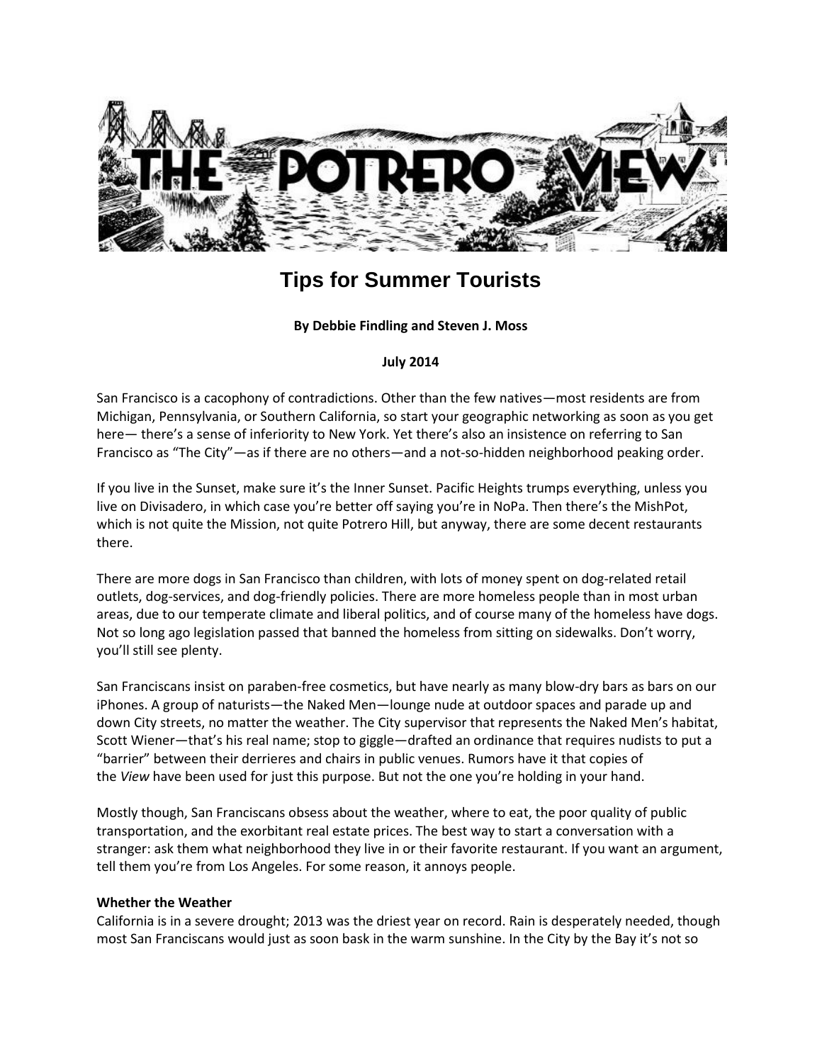# Tips for Summer Tourists

**By Debbie Findling and Steven J. Moss**

**July 2014**

San Francisco is a cacophony of contradictions. Other than the few natives—most residents are from Michigan, Pennsylvania, or Southern California, so start your geographic networking as soon as you get here— there's a sense of inferiority to New York. Yet there's also an insistence on referring to San Francisco as "The City"—as if there are no others—and a not-so-hidden neighborhood peaking order.

If you live in the Sunset, make sure it's the Inner Sunset. Pacific Heights trumps everything, unless you live on Divisadero, in which case you're better off saying you're in NoPa. Then there's the MishPot, which is not quite the Mission, not quite Potrero Hill, but anyway, there are some decent restaurants there.

There are more dogs in San Francisco than children, with lots of money spent on dog-related retail outlets, dog-services, and dog-friendly policies. There are more homeless people than in most urban areas, due to our temperate climate and liberal politics, and of course many of the homeless have dogs. Not so long ago legislation passed that banned the homeless from sitting on sidewalks. Don't worry, you'll still see plenty.

San Franciscans insist on paraben-free cosmetics, but have nearly as many blow-dry bars as bars on our iPhones. A group of naturists—the Naked Men—lounge nude at outdoor spaces and parade up and down City streets, no matter the weather. The City supervisor that represents the Naked Men's habitat, Scott Wiener—that's his real name; stop to giggle—drafted an ordinance that requires nudists to put a "barrier" between their derrieres and chairs in public venues. Rumors have it that copies of the *View* have been used for just this purpose. But not the one you're holding in your hand.

Mostly though, San Franciscans obsess about the weather, where to eat, the poor quality of public transportation, and the exorbitant real estate prices. The best way to start a conversation with a stranger: ask them what neighborhood they live in or their favorite restaurant. If you want an argument, tell them you're from Los Angeles. For some reason, it annoys people.

**Whether the Weather**

California is in a severe drought; 2013 was the driest year on record. Rain is desperately needed, though most San Franciscans would just as soon bask in the warm sunshine. In the City by the Bay it's not so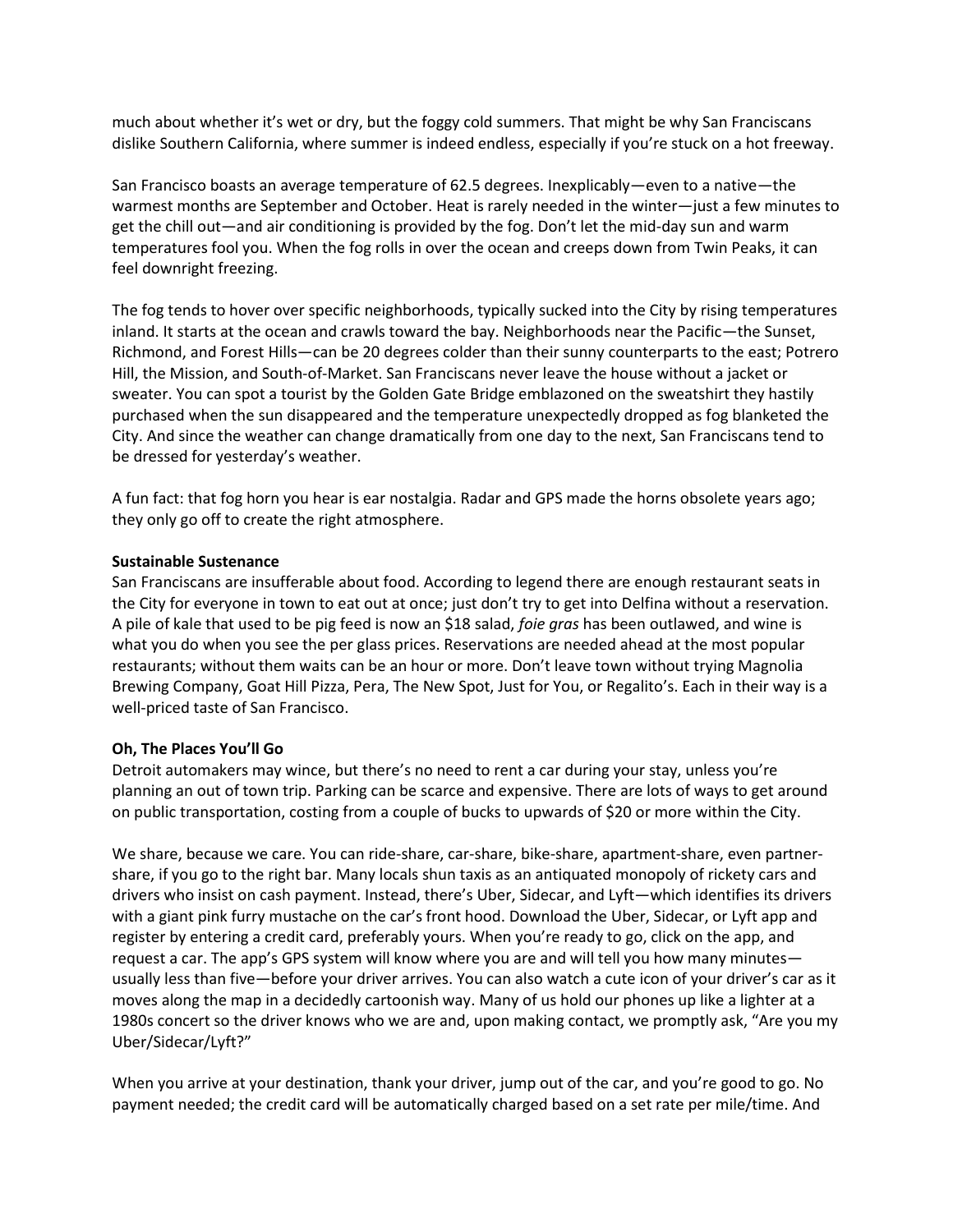much about whether it's wet or dry, but the foggy cold summers. That might be why San Franciscans dislike Southern California, where summer is indeed endless, especially if you're stuck on a hot freeway.

San Francisco boasts an average temperature of 62.5 degrees. Inexplicably—even to a native—the warmest months are September and October. Heat is rarely needed in the winter—just a few minutes to get the chill out—and air conditioning is provided by the fog. Don't let the mid-day sun and warm temperatures fool you. When the fog rolls in over the ocean and creeps down from Twin Peaks, it can feel downright freezing.

The fog tends to hover over specific neighborhoods, typically sucked into the City by rising temperatures inland. It starts at the ocean and crawls toward the bay. Neighborhoods near the Pacific—the Sunset, Richmond, and Forest Hills—can be 20 degrees colder than their sunny counterparts to the east; Potrero Hill, the Mission, and South-of-Market. San Franciscans never leave the house without a jacket or sweater. You can spot a tourist by the Golden Gate Bridge emblazoned on the sweatshirt they hastily purchased when the sun disappeared and the temperature unexpectedly dropped as fog blanketed the City. And since the weather can change dramatically from one day to the next, San Franciscans tend to be dressed for yesterday's weather.

A fun fact: that fog horn you hear is ear nostalgia. Radar and GPS made the horns obsolete years ago; they only go off to create the right atmosphere.

**Sustainable Sustenance**

San Franciscans are insufferable about food. According to legend there are enough restaurant seats in the City for everyone in town to eat out at once; just don't try to get into Delfina without a reservation. A pile of kale that used to be pig feed is now an $18 salad, *foie gras* has been outlawed, and wine is what you do when you see the per glass prices. Reservations are needed ahead at the most popular restaurants; without them waits can be an hour or more. Don't leave town without trying Magnolia Brewing Company, Goat Hill Pizza, Pera, The New Spot, Just for You, or Regalito's. Each in their way is a well-priced taste of San Francisco.

**Oh, The Places You'll Go**

Detroit automakers may wince, but there's no need to rent a car during your stay, unless you're planning an out of town trip. Parking can be scarce and expensive. There are lots of ways to get around on public transportation, costing from a couple of bucks to upwards of $20 or more within the City.

We share, because we care. You can ride-share, car-share, bike-share, apartment-share, even partner-share, if you go to the right bar. Many locals shun taxis as an antiquated monopoly of rickety cars and drivers who insist on cash payment. Instead, there's Uber, Sidecar, and Lyft—which identifies its drivers with a giant pink furry mustache on the car's front hood. Download the Uber, Sidecar, or Lyft app and register by entering a credit card, preferably yours. When you're ready to go, click on the app, and request a car. The app's GPS system will know where you are and will tell you how many minutes—usually less than five—before your driver arrives. You can also watch a cute icon of your driver's car as it moves along the map in a decidedly cartoonish way. Many of us hold our phones up like a lighter at a 1980s concert so the driver knows who we are and, upon making contact, we promptly ask, "Are you my Uber/Sidecar/Lyft?"

When you arrive at your destination, thank your driver, jump out of the car, and you're good to go. No payment needed; the credit card will be automatically charged based on a set rate per mile/time. And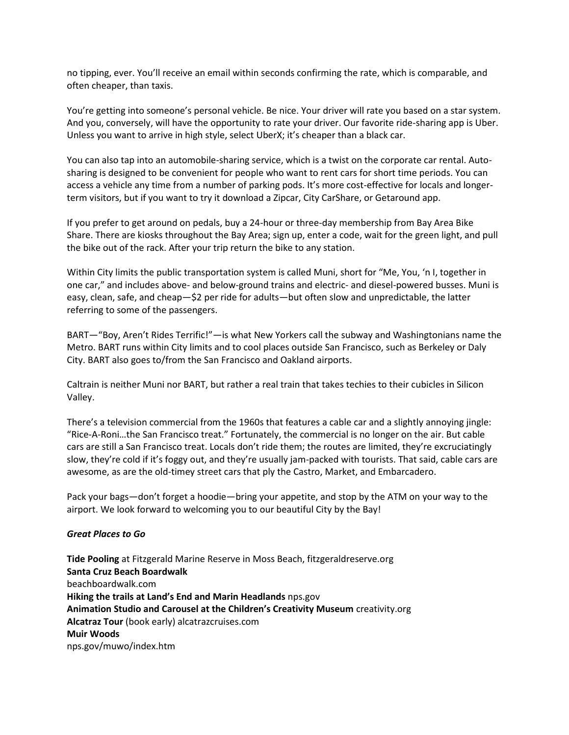no tipping, ever. You'll receive an email within seconds confirming the rate, which is comparable, and often cheaper, than taxis.

You're getting into someone's personal vehicle. Be nice. Your driver will rate you based on a star system. And you, conversely, will have the opportunity to rate your driver. Our favorite ride-sharing app is Uber. Unless you want to arrive in high style, select UberX; it's cheaper than a black car.

You can also tap into an automobile-sharing service, which is a twist on the corporate car rental. Auto-sharing is designed to be convenient for people who want to rent cars for short time periods. You can access a vehicle any time from a number of parking pods. It's more cost-effective for locals and longer-term visitors, but if you want to try it download a Zipcar, City CarShare, or Getaround app.

If you prefer to get around on pedals, buy a 24-hour or three-day membership from Bay Area Bike Share. There are kiosks throughout the Bay Area; sign up, enter a code, wait for the green light, and pull the bike out of the rack. After your trip return the bike to any station.

Within City limits the public transportation system is called Muni, short for "Me, You, 'n I, together in one car," and includes above- and below-ground trains and electric- and diesel-powered busses. Muni is easy, clean, safe, and cheap—$2 per ride for adults—but often slow and unpredictable, the latter referring to some of the passengers.

BART—"Boy, Aren't Rides Terrific!"—is what New Yorkers call the subway and Washingtonians name the Metro. BART runs within City limits and to cool places outside San Francisco, such as Berkeley or Daly City. BART also goes to/from the San Francisco and Oakland airports.

Caltrain is neither Muni nor BART, but rather a real train that takes techies to their cubicles in Silicon Valley.

There's a television commercial from the 1960s that features a cable car and a slightly annoying jingle: "Rice-A-Roni…the San Francisco treat." Fortunately, the commercial is no longer on the air. But cable cars are still a San Francisco treat. Locals don't ride them; the routes are limited, they're excruciatingly slow, they're cold if it's foggy out, and they're usually jam-packed with tourists. That said, cable cars are awesome, as are the old-timey street cars that ply the Castro, Market, and Embarcadero.

Pack your bags—don't forget a hoodie—bring your appetite, and stop by the ATM on your way to the airport. We look forward to welcoming you to our beautiful City by the Bay!

***Great Places to Go***

**Tide Pooling** at Fitzgerald Marine Reserve in Moss Beach, fitzgeraldreserve.org
**Santa Cruz Beach Boardwalk**
beachboardwalk.com
**Hiking the trails at Land's End and Marin Headlands** nps.gov
**Animation Studio and Carousel at the Children's Creativity Museum** creativity.org
**Alcatraz Tour** (book early) alcatrazcruises.com
**Muir Woods**
nps.gov/muwo/index.htm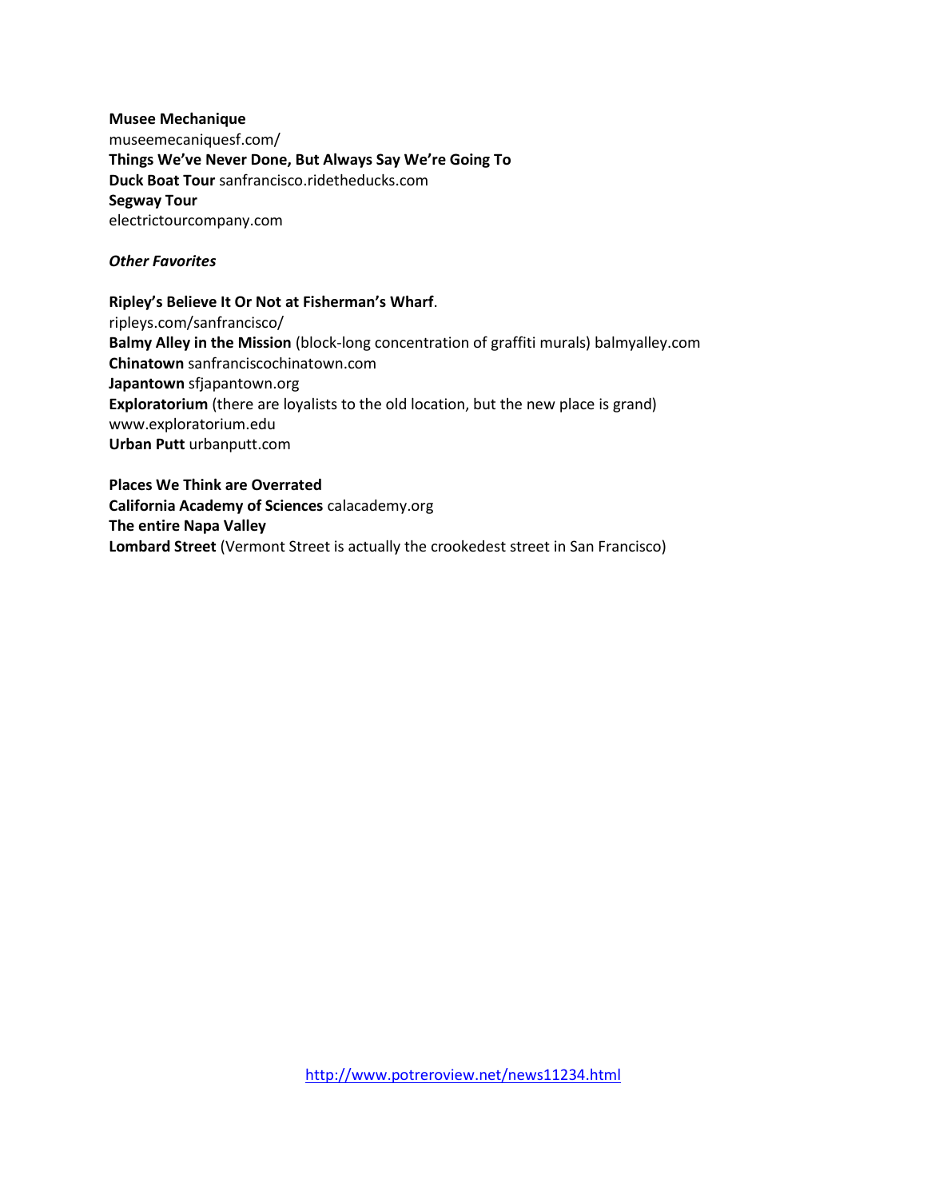**Musee Mechanique**
museemecaniquesf.com/
**Things We've Never Done, But Always Say We're Going To**
**Duck Boat Tour** sanfrancisco.rideth educks.com
**Segway Tour**
electrictourcompany.com

***Other Favorites***

**Ripley's Believe It Or Not at Fisherman's Wharf**.
ripleys.com/sanfrancisco/
**Balmy Alley in the Mission** (block-long concentration of graffiti murals) balmyalley.com
**Chinatown** sanfranciscochinatown.com
**Japantown** sfjapantown.org
**Exploratorium** (there are loyalists to the old location, but the new place is grand)
www.exploratorium.edu
**Urban Putt** urbanputt.com

**Places We Think are Overrated**
**California Academy of Sciences** calacademy.org
**The entire Napa Valley**
**Lombard Street** (Vermont Street is actually the crookedest street in San Francisco)

http://www.potreroview.net/news11234.html

**Musee Mechanique**
museemecaniquesf.com/
**Things We've Never Done, But Always Say We're Going To**
**Duck Boat Tour** sanfrancisco.ridetheducks.com
**Segway Tour**
electrictourcompany.com

***Other Favorites***

**Ripley's Believe It Or Not at Fisherman's Wharf**.
ripleys.com/sanfrancisco/
**Balmy Alley in the Mission** (block-long concentration of graffiti murals) balmyalley.com
**Chinatown** sanfranciscochinatown.com
**Japantown** sfjapantown.org
**Exploratorium** (there are loyalists to the old location, but the new place is grand)
www.exploratorium.edu
**Urban Putt** urbanputt.com

**Places We Think are Overrated**
**California Academy of Sciences** calacademy.org
**The entire Napa Valley**
**Lombard Street** (Vermont Street is actually the crookedest street in San Francisco)

http://www.potreroview.net/news11234.html